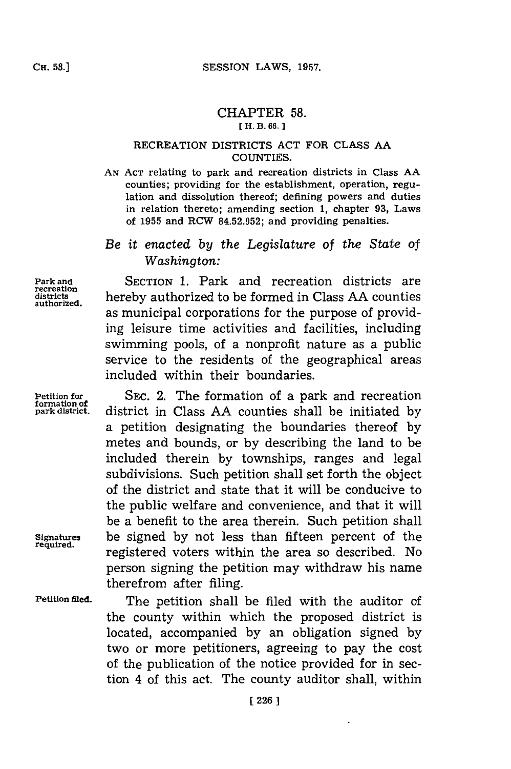# CHAPTER 58.

[H. B. 66.]

## RECREATION DISTRICTS ACT FOR CLASS AA COUNTIES.

AN ACT relating to park and recreation districts in Class AA counties; providing for the establishment, operation, regulation and dissolution thereof; defining powers and duties in relation thereto; amending section 1, chapter 93, Laws of 1955 and RCW 84.52.052; and providing penalties.

*Be it enacted by the Legislature of the State of Washington:*

Park and recreation districts authorized.

SECTION 1. Park and recreation districts are hereby authorized to be formed in Class AA counties as municipal corporations for the purpose of providing leisure time activities and facilities, including swimming pools, of a nonprofit nature as a public service to the residents of the geographical areas included within their boundaries.

Petition for formation of park district.

SEC. 2. The formation of a park and recreation district in Class AA counties shall be initiated by a petition designating the boundaries thereof by metes and bounds, or by describing the land to be included therein by townships, ranges and legal subdivisions. Such petition shall set forth the object of the district and state that it will be conducive to the public welfare and convenience, and that it will be a benefit to the area therein. Such petition shall be signed by not less than fifteen percent of the registered voters within the area so described. No person signing the petition may withdraw his name therefrom after filing.

Signatures required.

Petition filed.

The petition shall be filed with the auditor of the county within which the proposed district is located, accompanied by an obligation signed by two or more petitioners, agreeing to pay the cost of the publication of the notice provided for in section 4 of this act. The county auditor shall, within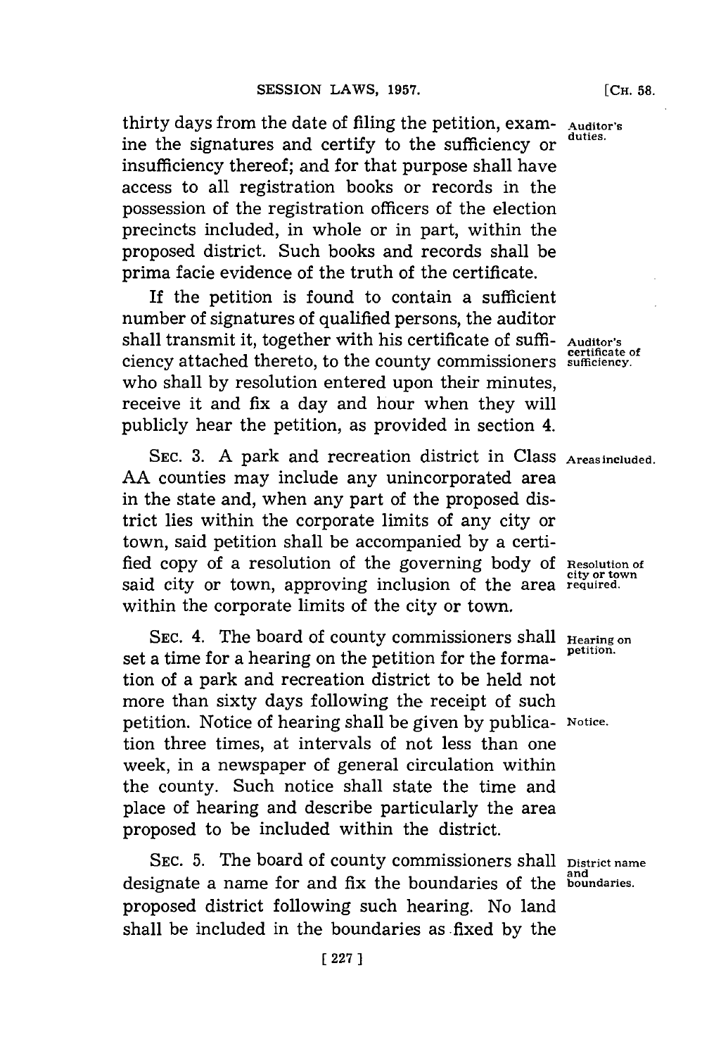thirty days from the date of filing the petition, examine the signatures and certify to the sufficiency or insufficiency thereof; and for that purpose shall have access to all registration books or records in the possession of the registration officers of the election precincts included, in whole or in part, within the proposed district. Such books and records shall be prima facie evidence of the truth of the certificate.

Auditor's duties.

If the petition is found to contain a sufficient number of signatures of qualified persons, the auditor shall transmit it, together with his certificate of sufficiency attached thereto, to the county commissioners who shall by resolution entered upon their minutes, receive it and fix a day and hour when they will publicly hear the petition, as provided in section 4.

Auditor's certificate of sufficiency.

SEC. 3. A park and recreation district in Class AA counties may include any unincorporated area in the state and, when any part of the proposed district lies within the corporate limits of any city or town, said petition shall be accompanied by a certified copy of a resolution of the governing body of said city or town, approving inclusion of the area within the corporate limits of the city or town.

Areas included.

Resolution of city or town required.

SEC. 4. The board of county commissioners shall set a time for a hearing on the petition for the formation of a park and recreation district to be held not more than sixty days following the receipt of such petition. Notice of hearing shall be given by publication three times, at intervals of not less than one week, in a newspaper of general circulation within the county. Such notice shall state the time and place of hearing and describe particularly the area proposed to be included within the district.

Hearing on petition.

Notice.

SEC. 5. The board of county commissioners shall designate a name for and fix the boundaries of the proposed district following such hearing. No land shall be included in the boundaries as fixed by the

District name and boundaries.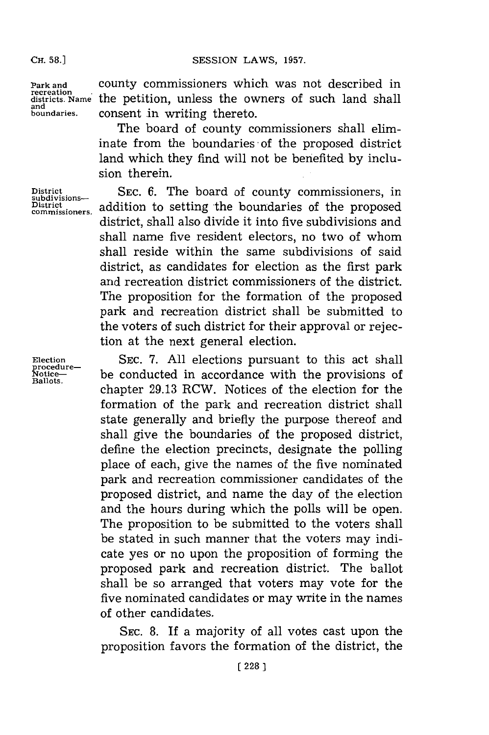county commissioners which was not described in the petition, unless the owners of such land shall consent in writing thereto.

The board of county commissioners shall eliminate from the boundaries of the proposed district land which they find will not be benefited by inclusion therein.

SEC. 6. The board of county commissioners, in addition to setting the boundaries of the proposed district, shall also divide it into five subdivisions and shall name five resident electors, no two of whom shall reside within the same subdivisions of said district, as candidates for election as the first park and recreation district commissioners of the district. The proposition for the formation of the proposed park and recreation district shall be submitted to the voters of such district for their approval or rejection at the next general election.

SEC. 7. All elections pursuant to this act shall be conducted in accordance with the provisions of chapter 29.13 RCW. Notices of the election for the formation of the park and recreation district shall state generally and briefly the purpose thereof and shall give the boundaries of the proposed district, define the election precincts, designate the polling place of each, give the names of the five nominated park and recreation commissioner candidates of the proposed district, and name the day of the election and the hours during which the polls will be open. The proposition to be submitted to the voters shall be stated in such manner that the voters may indicate yes or no upon the proposition of forming the proposed park and recreation district. The ballot shall be so arranged that voters may vote for the five nominated candidates or may write in the names of other candidates.

SEC. 8. If a majority of all votes cast upon the proposition favors the formation of the district, the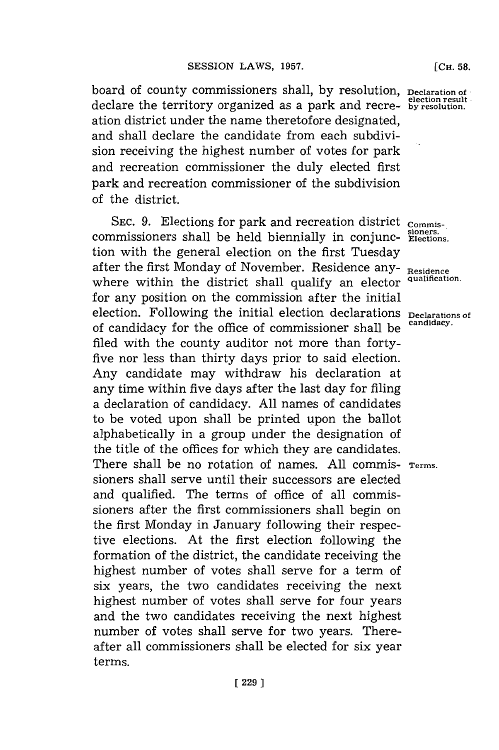board of county commissioners shall, by resolution, declare the territory organized as a park and recreation district under the name theretofore designated, and shall declare the candidate from each subdivision receiving the highest number of votes for park and recreation commissioner the duly elected first park and recreation commissioner of the subdivision of the district.

Declaration of election result by resolution.

SEC. 9. Elections for park and recreation district commissioners shall be held biennially in conjunction with the general election on the first Tuesday after the first Monday of November. Residence anywhere within the district shall qualify an elector for any position on the commission after the initial election. Following the initial election declarations of candidacy for the office of commissioner shall be filed with the county auditor not more than forty-five nor less than thirty days prior to said election. Any candidate may withdraw his declaration at any time within five days after the last day for filing a declaration of candidacy. All names of candidates to be voted upon shall be printed upon the ballot alphabetically in a group under the designation of the title of the offices for which they are candidates. There shall be no rotation of names. All commissioners shall serve until their successors are elected and qualified. The terms of office of all commissioners after the first commissioners shall begin on the first Monday in January following their respective elections. At the first election following the formation of the district, the candidate receiving the highest number of votes shall serve for a term of six years, the two candidates receiving the next highest number of votes shall serve for four years and the two candidates receiving the next highest number of votes shall serve for two years. Thereafter all commissioners shall be elected for six year terms.

Commissioners. Elections.

Residence qualification.

Declarations of candidacy.

Terms.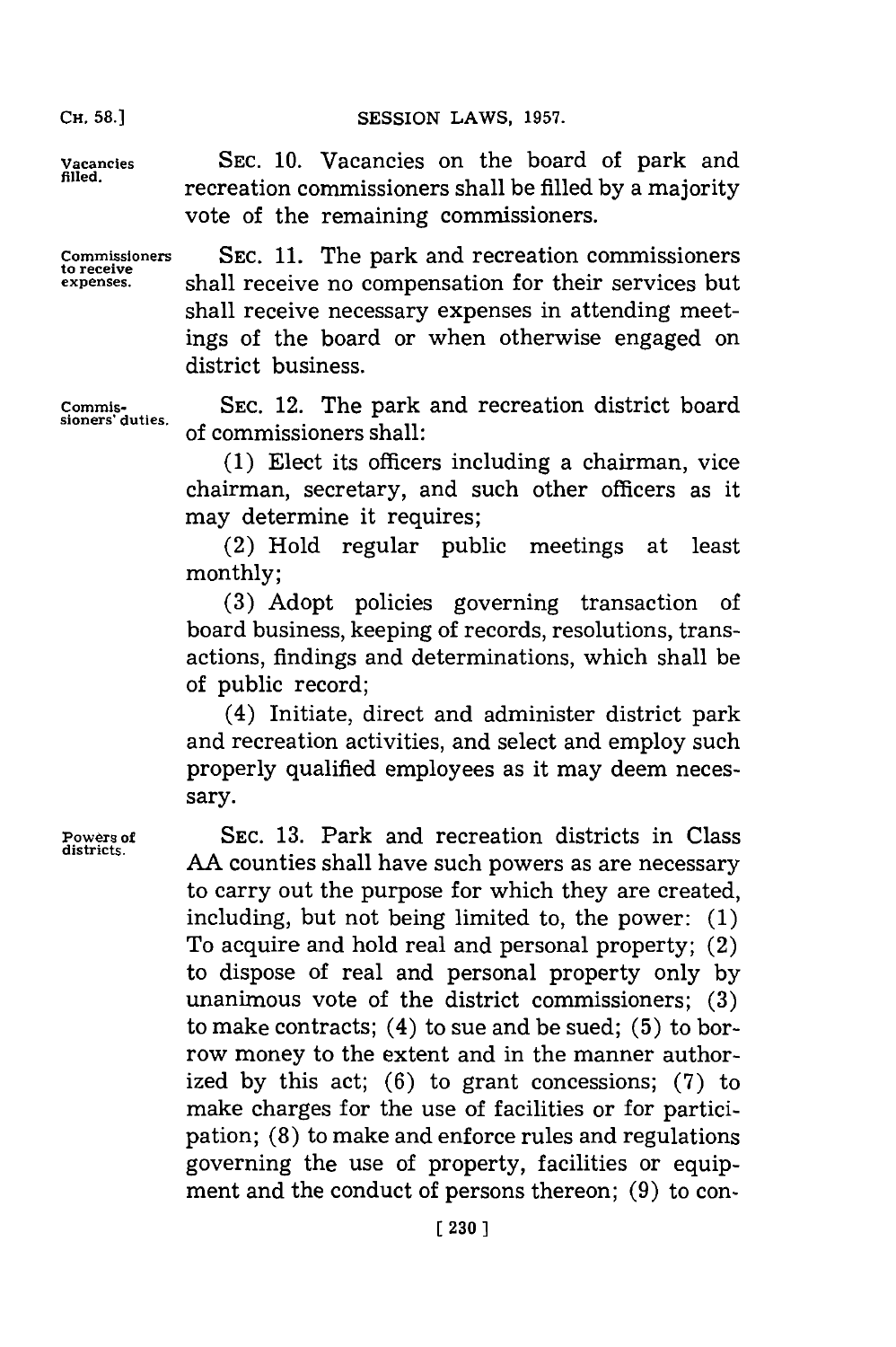**Vacancies filled.** SEC. 10. Vacancies on the board of park and recreation commissioners shall be filled by a majority vote of the remaining commissioners.

**Commissioners to receive expenses.** SEC. 11. The park and recreation commissioners shall receive no compensation for their services but shall receive necessary expenses in attending meetings of the board or when otherwise engaged on district business.

**Commissioners' duties.** SEC. 12. The park and recreation district board of commissioners shall:

(1) Elect its officers including a chairman, vice chairman, secretary, and such other officers as it may determine it requires;

(2) Hold regular public meetings at least monthly;

(3) Adopt policies governing transaction of board business, keeping of records, resolutions, transactions, findings and determinations, which shall be of public record;

(4) Initiate, direct and administer district park and recreation activities, and select and employ such properly qualified employees as it may deem necessary.

**Powers of districts.** SEC. 13. Park and recreation districts in Class AA counties shall have such powers as are necessary to carry out the purpose for which they are created, including, but not being limited to, the power: (1) To acquire and hold real and personal property; (2) to dispose of real and personal property only by unanimous vote of the district commissioners; (3) to make contracts; (4) to sue and be sued; (5) to borrow money to the extent and in the manner authorized by this act; (6) to grant concessions; (7) to make charges for the use of facilities or for participation; (8) to make and enforce rules and regulations governing the use of property, facilities or equipment and the conduct of persons thereon; (9) to con-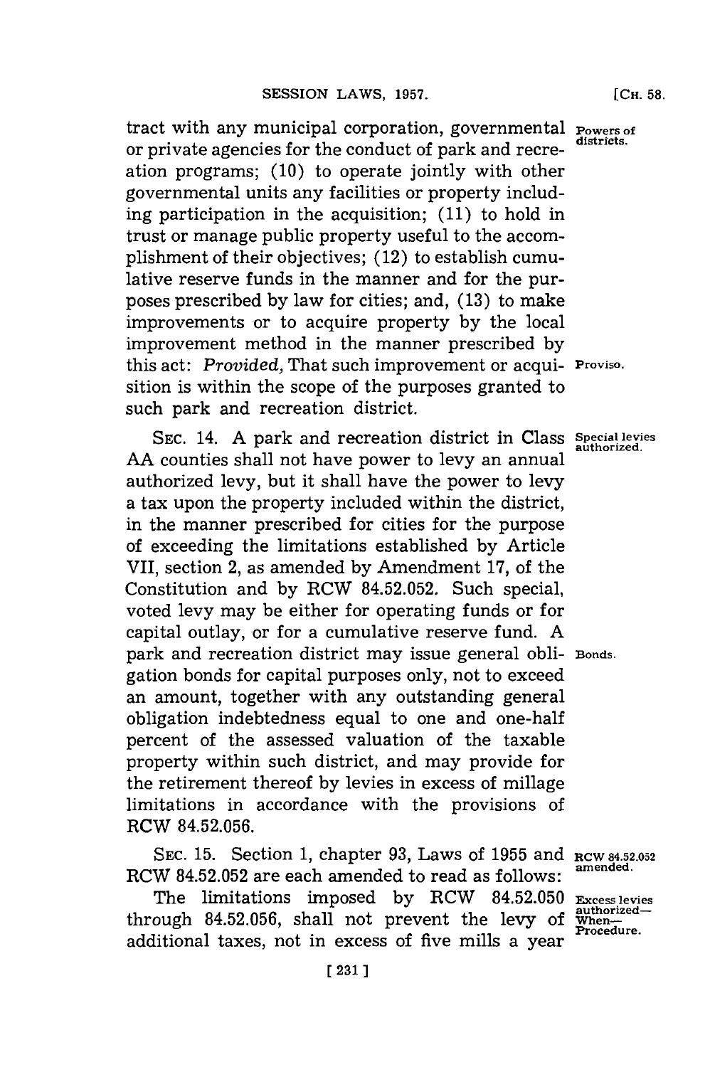tract with any municipal corporation, governmental or private agencies for the conduct of park and recreation programs; (10) to operate jointly with other governmental units any facilities or property including participation in the acquisition; (11) to hold in trust or manage public property useful to the accomplishment of their objectives; (12) to establish cumulative reserve funds in the manner and for the purposes prescribed by law for cities; and, (13) to make improvements or to acquire property by the local improvement method in the manner prescribed by this act: *Provided,* That such improvement or acquisition is within the scope of the purposes granted to such park and recreation district.

Powers of districts.

Proviso.

SEC. 14. A park and recreation district in Class AA counties shall not have power to levy an annual authorized levy, but it shall have the power to levy a tax upon the property included within the district, in the manner prescribed for cities for the purpose of exceeding the limitations established by Article VII, section 2, as amended by Amendment 17, of the Constitution and by RCW 84.52.052. Such special, voted levy may be either for operating funds or for capital outlay, or for a cumulative reserve fund. A park and recreation district may issue general obligation bonds for capital purposes only, not to exceed an amount, together with any outstanding general obligation indebtedness equal to one and one-half percent of the assessed valuation of the taxable property within such district, and may provide for the retirement thereof by levies in excess of millage limitations in accordance with the provisions of RCW 84.52.056.

Special levies authorized.

Bonds.

SEC. 15. Section 1, chapter 93, Laws of 1955 and RCW 84.52.052 are each amended to read as follows:

RCW 84.52.052 amended.

The limitations imposed by RCW 84.52.050 through 84.52.056, shall not prevent the levy of additional taxes, not in excess of five mills a year

Excess levies authorized—When—Procedure.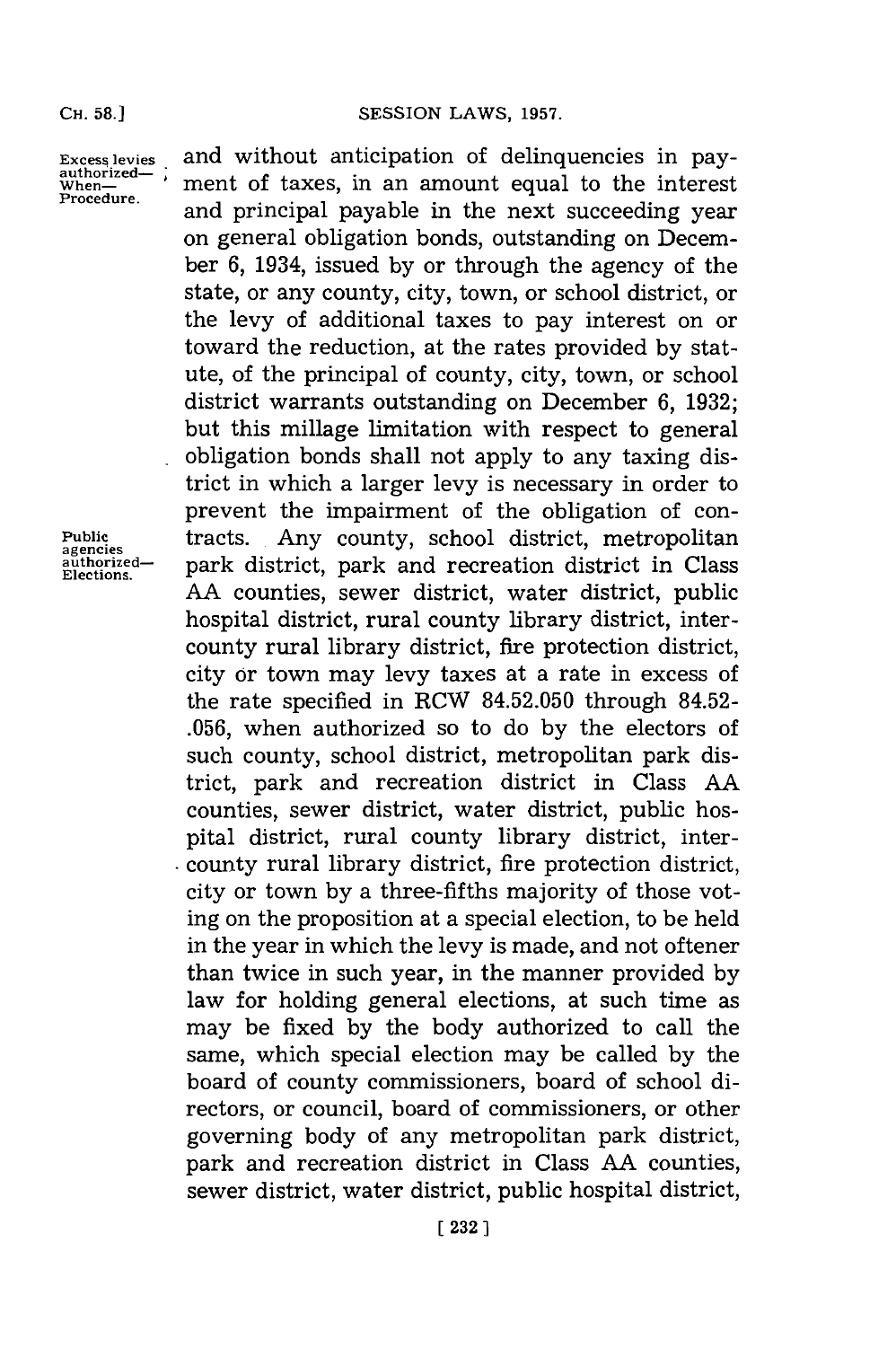Excess levies authorized—When—Procedure.

and without anticipation of delinquencies in payment of taxes, in an amount equal to the interest and principal payable in the next succeeding year on general obligation bonds, outstanding on December 6, 1934, issued by or through the agency of the state, or any county, city, town, or school district, or the levy of additional taxes to pay interest on or toward the reduction, at the rates provided by statute, of the principal of county, city, town, or school district warrants outstanding on December 6, 1932; but this millage limitation with respect to general obligation bonds shall not apply to any taxing district in which a larger levy is necessary in order to prevent the impairment of the obligation of contracts.

Public agencies authorized—Elections.

Any county, school district, metropolitan park district, park and recreation district in Class AA counties, sewer district, water district, public hospital district, rural county library district, intercounty rural library district, fire protection district, city or town may levy taxes at a rate in excess of the rate specified in RCW 84.52.050 through 84.52-.056, when authorized so to do by the electors of such county, school district, metropolitan park district, park and recreation district in Class AA counties, sewer district, water district, public hospital district, rural county library district, intercounty rural library district, fire protection district, city or town by a three-fifths majority of those voting on the proposition at a special election, to be held in the year in which the levy is made, and not oftener than twice in such year, in the manner provided by law for holding general elections, at such time as may be fixed by the body authorized to call the same, which special election may be called by the board of county commissioners, board of school directors, or council, board of commissioners, or other governing body of any metropolitan park district, park and recreation district in Class AA counties, sewer district, water district, public hospital district,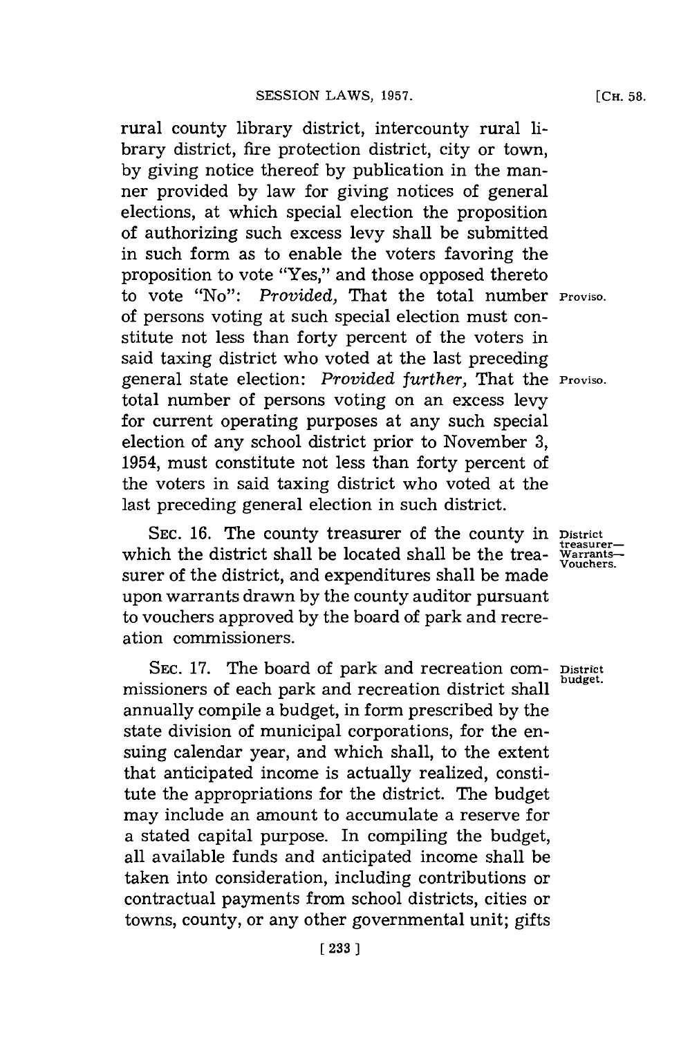rural county library district, intercounty rural library district, fire protection district, city or town, by giving notice thereof by publication in the manner provided by law for giving notices of general elections, at which special election the proposition of authorizing such excess levy shall be submitted in such form as to enable the voters favoring the proposition to vote "Yes," and those opposed thereto to vote "No": *Provided,* That the total number of persons voting at such special election must constitute not less than forty percent of the voters in said taxing district who voted at the last preceding general state election: *Provided further,* That the total number of persons voting on an excess levy for current operating purposes at any such special election of any school district prior to November 3, 1954, must constitute not less than forty percent of the voters in said taxing district who voted at the last preceding general election in such district.

Proviso.

Proviso.

District treasurer—Warrants—Vouchers.

SEC. 16. The county treasurer of the county in which the district shall be located shall be the treasurer of the district, and expenditures shall be made upon warrants drawn by the county auditor pursuant to vouchers approved by the board of park and recreation commissioners.

District budget.

SEC. 17. The board of park and recreation commissioners of each park and recreation district shall annually compile a budget, in form prescribed by the state division of municipal corporations, for the ensuing calendar year, and which shall, to the extent that anticipated income is actually realized, constitute the appropriations for the district. The budget may include an amount to accumulate a reserve for a stated capital purpose. In compiling the budget, all available funds and anticipated income shall be taken into consideration, including contributions or contractual payments from school districts, cities or towns, county, or any other governmental unit; gifts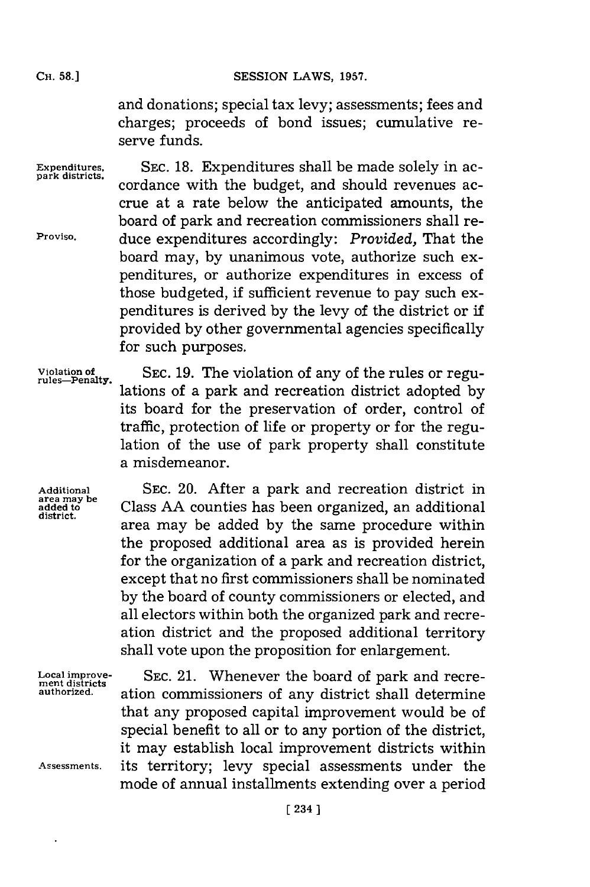and donations; special tax levy; assessments; fees and charges; proceeds of bond issues; cumulative reserve funds.

Expenditures, park districts.

SEC. 18. Expenditures shall be made solely in accordance with the budget, and should revenues accrue at a rate below the anticipated amounts, the board of park and recreation commissioners shall reduce expenditures accordingly: *Provided,* That the board may, by unanimous vote, authorize such expenditures, or authorize expenditures in excess of those budgeted, if sufficient revenue to pay such expenditures is derived by the levy of the district or if provided by other governmental agencies specifically for such purposes.

Proviso.

Violation of rules—Penalty.

SEC. 19. The violation of any of the rules or regulations of a park and recreation district adopted by its board for the preservation of order, control of traffic, protection of life or property or for the regulation of the use of park property shall constitute a misdemeanor.

Additional area may be added to district.

SEC. 20. After a park and recreation district in Class AA counties has been organized, an additional area may be added by the same procedure within the proposed additional area as is provided herein for the organization of a park and recreation district, except that no first commissioners shall be nominated by the board of county commissioners or elected, and all electors within both the organized park and recreation district and the proposed additional territory shall vote upon the proposition for enlargement.

Local improvement districts authorized.

SEC. 21. Whenever the board of park and recreation commissioners of any district shall determine that any proposed capital improvement would be of special benefit to all or to any portion of the district, it may establish local improvement districts within its territory; levy special assessments under the mode of annual installments extending over a period

Assessments.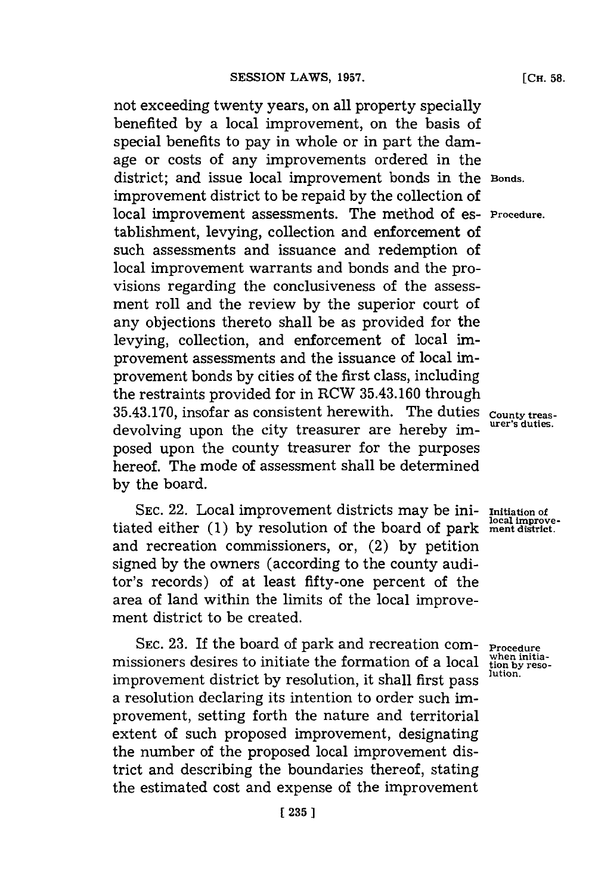not exceeding twenty years, on all property specially benefited by a local improvement, on the basis of special benefits to pay in whole or in part the damage or costs of any improvements ordered in the district; and issue local improvement bonds in the improvement district to be repaid by the collection of local improvement assessments. The method of establishment, levying, collection and enforcement of such assessments and issuance and redemption of local improvement warrants and bonds and the provisions regarding the conclusiveness of the assessment roll and the review by the superior court of any objections thereto shall be as provided for the levying, collection, and enforcement of local improvement assessments and the issuance of local improvement bonds by cities of the first class, including the restraints provided for in RCW 35.43.160 through 35.43.170, insofar as consistent herewith. The duties devolving upon the city treasurer are hereby imposed upon the county treasurer for the purposes hereof. The mode of assessment shall be determined by the board.

*Bonds.*

*Procedure.*

*County treasurer's duties.*

SEC. 22. Local improvement districts may be initiated either (1) by resolution of the board of park and recreation commissioners, or, (2) by petition signed by the owners (according to the county auditor's records) of at least fifty-one percent of the area of land within the limits of the local improvement district to be created.

*Initiation of local improvement district.*

SEC. 23. If the board of park and recreation commissioners desires to initiate the formation of a local improvement district by resolution, it shall first pass a resolution declaring its intention to order such improvement, setting forth the nature and territorial extent of such proposed improvement, designating the number of the proposed local improvement district and describing the boundaries thereof, stating the estimated cost and expense of the improvement

*Procedure when initiation by resolution.*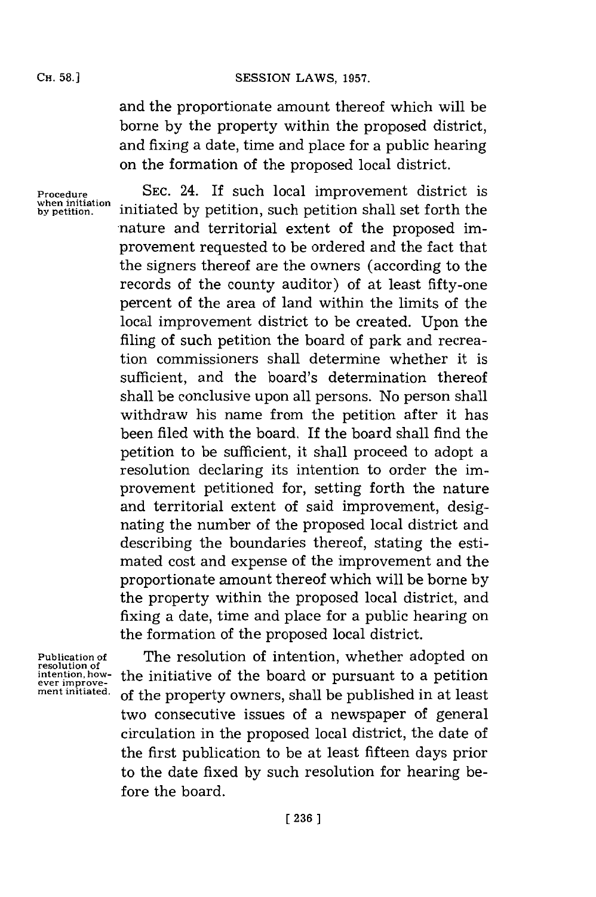and the proportionate amount thereof which will be borne by the property within the proposed district, and fixing a date, time and place for a public hearing on the formation of the proposed local district.

Procedure when initiation by petition.

SEC. 24. If such local improvement district is initiated by petition, such petition shall set forth the nature and territorial extent of the proposed improvement requested to be ordered and the fact that the signers thereof are the owners (according to the records of the county auditor) of at least fifty-one percent of the area of land within the limits of the local improvement district to be created. Upon the filing of such petition the board of park and recreation commissioners shall determine whether it is sufficient, and the board's determination thereof shall be conclusive upon all persons. No person shall withdraw his name from the petition after it has been filed with the board. If the board shall find the petition to be sufficient, it shall proceed to adopt a resolution declaring its intention to order the improvement petitioned for, setting forth the nature and territorial extent of said improvement, designating the number of the proposed local district and describing the boundaries thereof, stating the estimated cost and expense of the improvement and the proportionate amount thereof which will be borne by the property within the proposed local district, and fixing a date, time and place for a public hearing on the formation of the proposed local district.

Publication of resolution of intention, however improvement initiated.

The resolution of intention, whether adopted on the initiative of the board or pursuant to a petition of the property owners, shall be published in at least two consecutive issues of a newspaper of general circulation in the proposed local district, the date of the first publication to be at least fifteen days prior to the date fixed by such resolution for hearing before the board.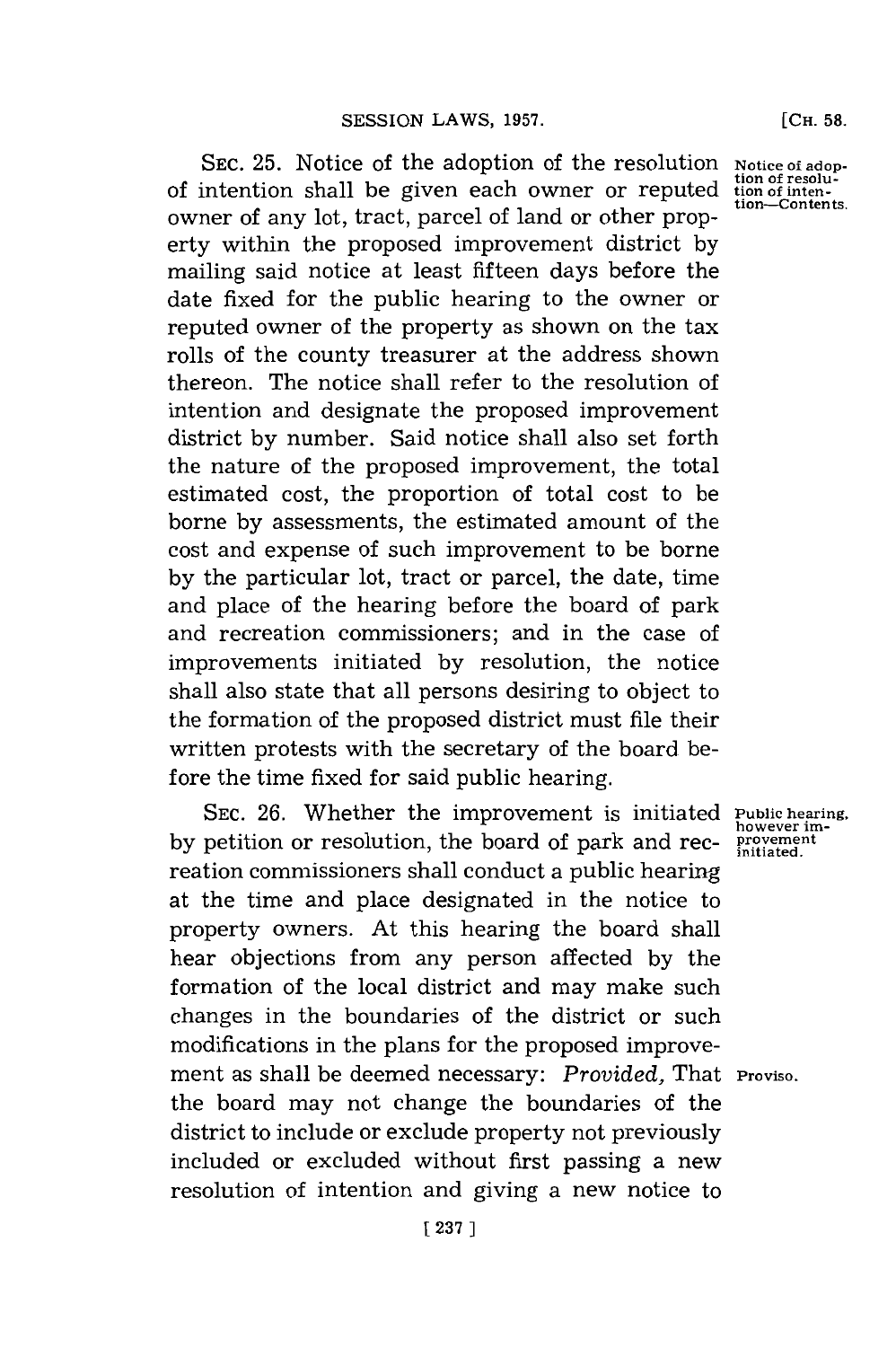SEC. 25. Notice of the adoption of the resolution of intention shall be given each owner or reputed owner of any lot, tract, parcel of land or other property within the proposed improvement district by mailing said notice at least fifteen days before the date fixed for the public hearing to the owner or reputed owner of the property as shown on the tax rolls of the county treasurer at the address shown thereon. The notice shall refer to the resolution of intention and designate the proposed improvement district by number. Said notice shall also set forth the nature of the proposed improvement, the total estimated cost, the proportion of total cost to be borne by assessments, the estimated amount of the cost and expense of such improvement to be borne by the particular lot, tract or parcel, the date, time and place of the hearing before the board of park and recreation commissioners; and in the case of improvements initiated by resolution, the notice shall also state that all persons desiring to object to the formation of the proposed district must file their written protests with the secretary of the board before the time fixed for said public hearing.

*Notice of adoption of resolution of intention—Contents.*

SEC. 26. Whether the improvement is initiated by petition or resolution, the board of park and recreation commissioners shall conduct a public hearing at the time and place designated in the notice to property owners. At this hearing the board shall hear objections from any person affected by the formation of the local district and may make such changes in the boundaries of the district or such modifications in the plans for the proposed improvement as shall be deemed necessary: *Provided,* That the board may not change the boundaries of the district to include or exclude property not previously included or excluded without first passing a new resolution of intention and giving a new notice to

*Public hearing, however improvement initiated.*

*Proviso.*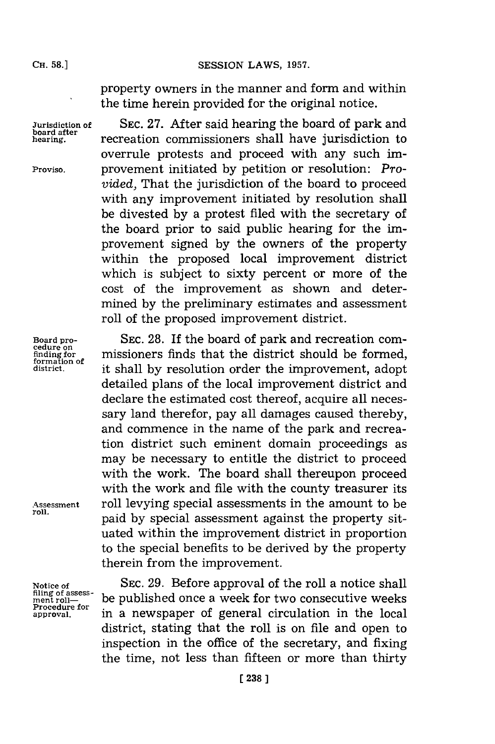property owners in the manner and form and within the time herein provided for the original notice.

Jurisdiction of board after hearing.

SEC. 27. After said hearing the board of park and recreation commissioners shall have jurisdiction to overrule protests and proceed with any such improvement initiated by petition or resolution: *Provided,* That the jurisdiction of the board to proceed with any improvement initiated by resolution shall be divested by a protest filed with the secretary of the board prior to said public hearing for the improvement signed by the owners of the property within the proposed local improvement district which is subject to sixty percent or more of the cost of the improvement as shown and determined by the preliminary estimates and assessment roll of the proposed improvement district.

Proviso.

Board procedure on finding for formation of district.

SEC. 28. If the board of park and recreation commissioners finds that the district should be formed, it shall by resolution order the improvement, adopt detailed plans of the local improvement district and declare the estimated cost thereof, acquire all necessary land therefor, pay all damages caused thereby, and commence in the name of the park and recreation district such eminent domain proceedings as may be necessary to entitle the district to proceed with the work. The board shall thereupon proceed with the work and file with the county treasurer its roll levying special assessments in the amount to be paid by special assessment against the property situated within the improvement district in proportion to the special benefits to be derived by the property therein from the improvement.

Assessment roll.

Notice of filing of assessment roll—Procedure for approval.

SEC. 29. Before approval of the roll a notice shall be published once a week for two consecutive weeks in a newspaper of general circulation in the local district, stating that the roll is on file and open to inspection in the office of the secretary, and fixing the time, not less than fifteen or more than thirty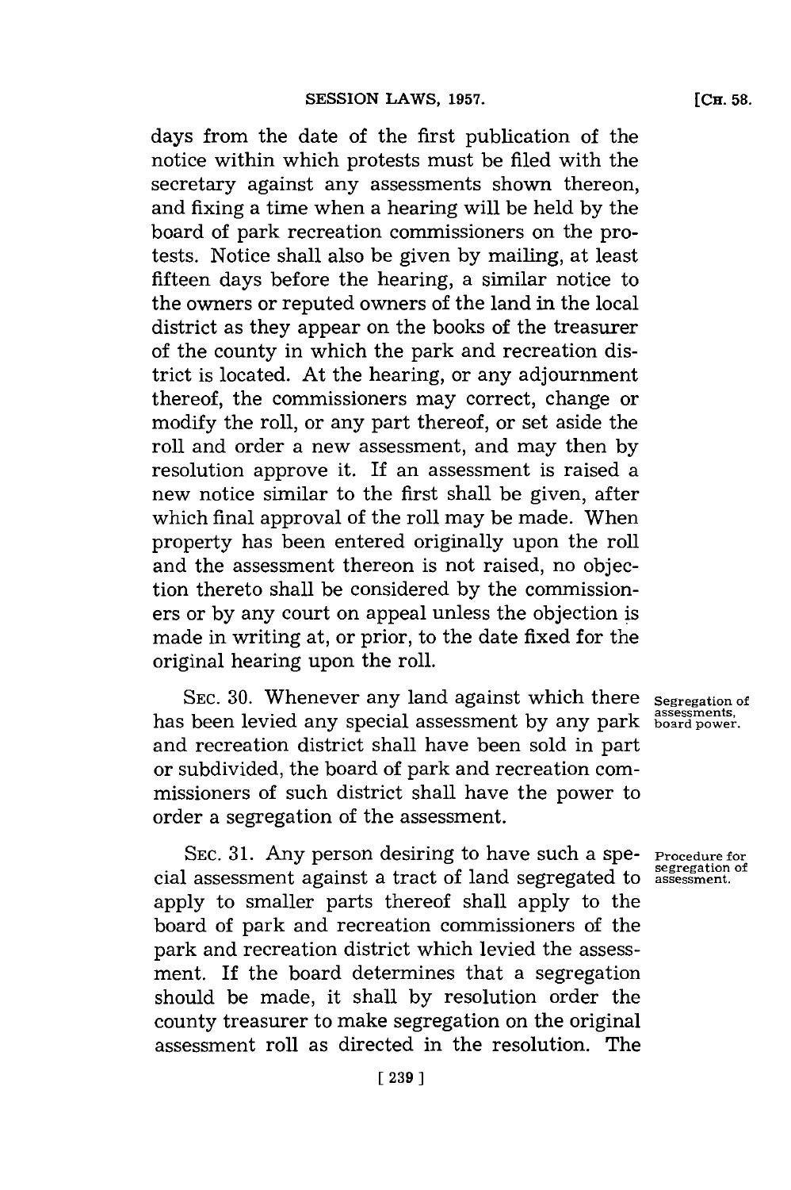days from the date of the first publication of the notice within which protests must be filed with the secretary against any assessments shown thereon, and fixing a time when a hearing will be held by the board of park recreation commissioners on the protests. Notice shall also be given by mailing, at least fifteen days before the hearing, a similar notice to the owners or reputed owners of the land in the local district as they appear on the books of the treasurer of the county in which the park and recreation district is located. At the hearing, or any adjournment thereof, the commissioners may correct, change or modify the roll, or any part thereof, or set aside the roll and order a new assessment, and may then by resolution approve it. If an assessment is raised a new notice similar to the first shall be given, after which final approval of the roll may be made. When property has been entered originally upon the roll and the assessment thereon is not raised, no objection thereto shall be considered by the commissioners or by any court on appeal unless the objection is made in writing at, or prior, to the date fixed for the original hearing upon the roll.

Segregation of assessments, board power.

SEC. 30. Whenever any land against which there has been levied any special assessment by any park and recreation district shall have been sold in part or subdivided, the board of park and recreation commissioners of such district shall have the power to order a segregation of the assessment.

Procedure for segregation of assessment.

SEC. 31. Any person desiring to have such a special assessment against a tract of land segregated to apply to smaller parts thereof shall apply to the board of park and recreation commissioners of the park and recreation district which levied the assessment. If the board determines that a segregation should be made, it shall by resolution order the county treasurer to make segregation on the original assessment roll as directed in the resolution. The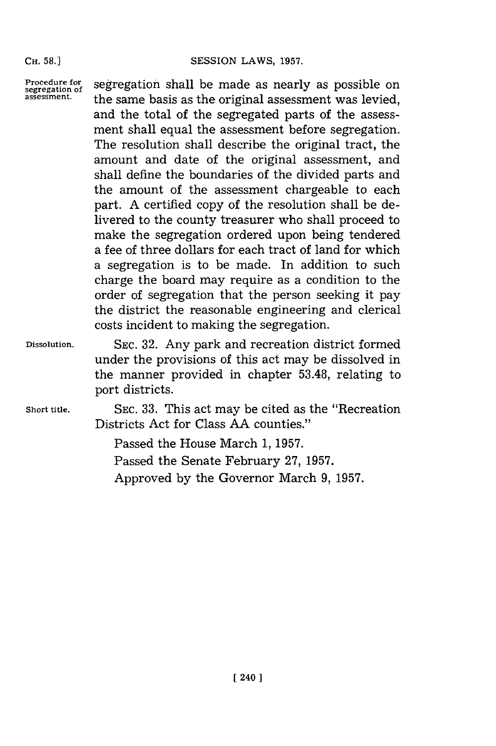**Procedure for segregation of assessment.** segregation shall be made as nearly as possible on the same basis as the original assessment was levied, and the total of the segregated parts of the assessment shall equal the assessment before segregation. The resolution shall describe the original tract, the amount and date of the original assessment, and shall define the boundaries of the divided parts and the amount of the assessment chargeable to each part. A certified copy of the resolution shall be delivered to the county treasurer who shall proceed to make the segregation ordered upon being tendered a fee of three dollars for each tract of land for which a segregation is to be made. In addition to such charge the board may require as a condition to the order of segregation that the person seeking it pay the district the reasonable engineering and clerical costs incident to making the segregation.

**Dissolution.** SEC. 32. Any park and recreation district formed under the provisions of this act may be dissolved in the manner provided in chapter 53.48, relating to port districts.

**Short title.** SEC. 33. This act may be cited as the "Recreation Districts Act for Class AA counties."

Passed the House March 1, 1957.

Passed the Senate February 27, 1957.

Approved by the Governor March 9, 1957.